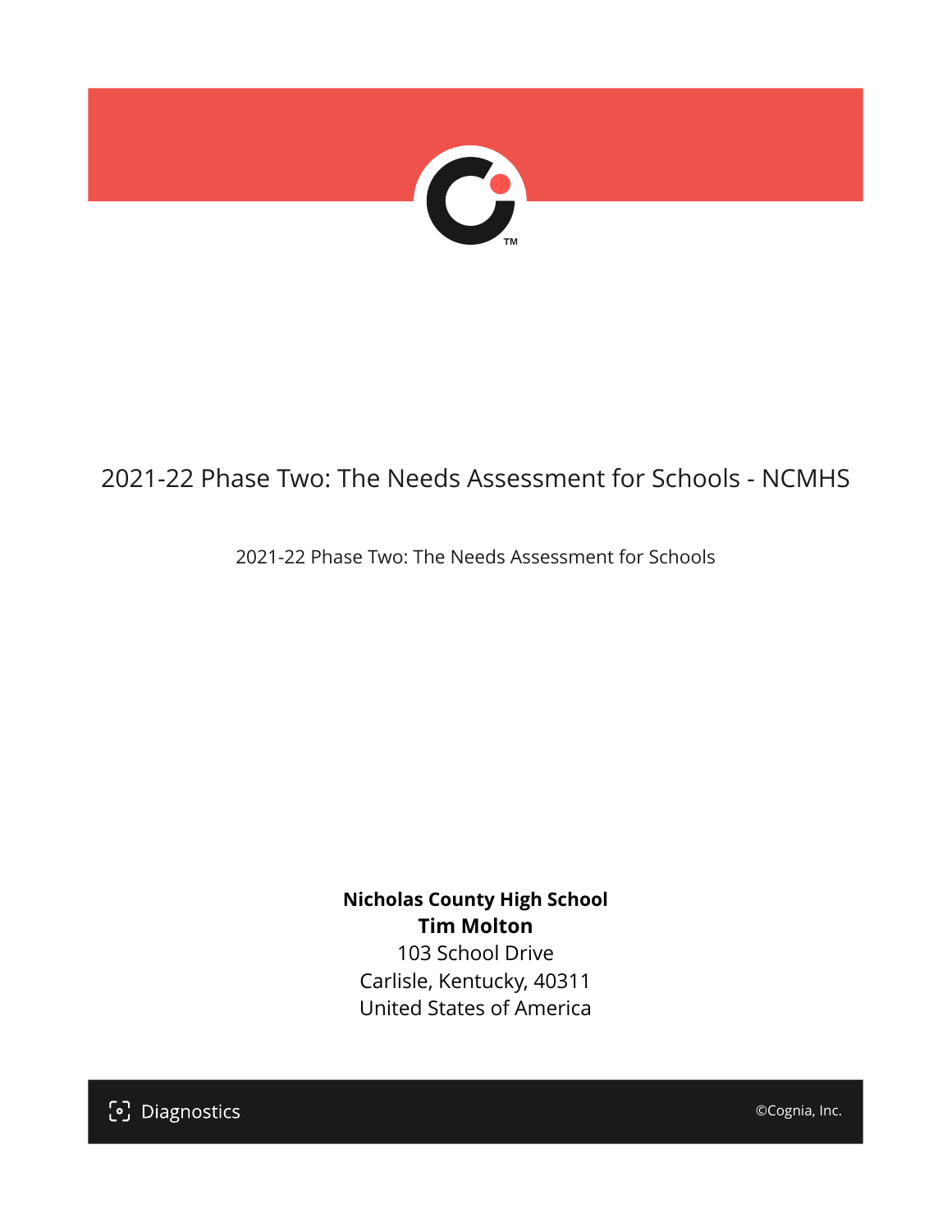# 2021-22 Phase Two: The Needs Assessment for Schools - NCMHS

2021-22 Phase Two: The Needs Assessment for Schools

**Nicholas County High School**
**Tim Molton**
103 School Drive
Carlisle, Kentucky, 40311
United States of America

Diagnostics

©Cognia, Inc.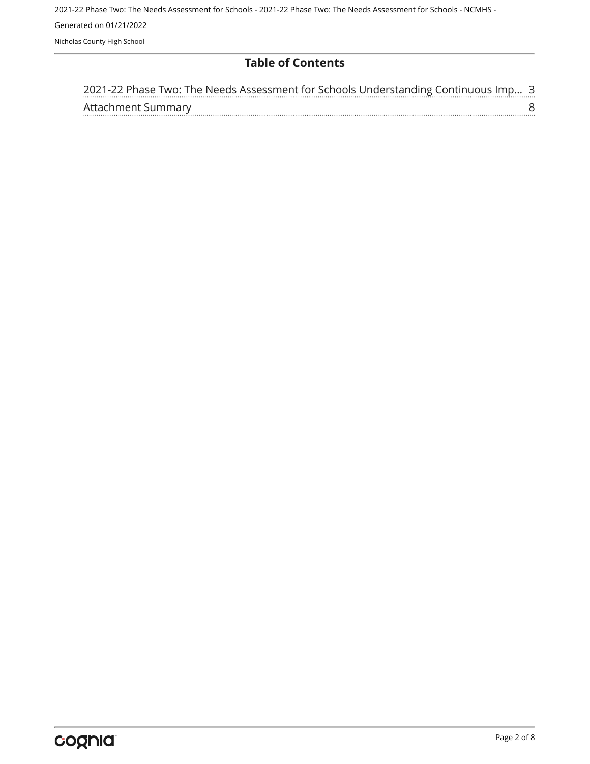# Table of Contents

2021-22 Phase Two: The Needs Assessment for Schools Understanding Continuous Imp... 3

Attachment Summary 8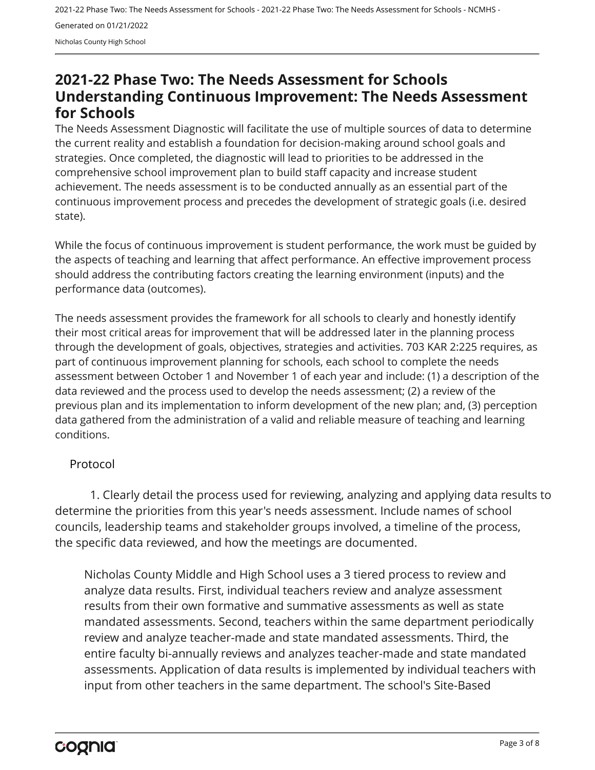## 2021-22 Phase Two: The Needs Assessment for Schools Understanding Continuous Improvement: The Needs Assessment for Schools

The Needs Assessment Diagnostic will facilitate the use of multiple sources of data to determine the current reality and establish a foundation for decision-making around school goals and strategies. Once completed, the diagnostic will lead to priorities to be addressed in the comprehensive school improvement plan to build staff capacity and increase student achievement. The needs assessment is to be conducted annually as an essential part of the continuous improvement process and precedes the development of strategic goals (i.e. desired state).

While the focus of continuous improvement is student performance, the work must be guided by the aspects of teaching and learning that affect performance. An effective improvement process should address the contributing factors creating the learning environment (inputs) and the performance data (outcomes).

The needs assessment provides the framework for all schools to clearly and honestly identify their most critical areas for improvement that will be addressed later in the planning process through the development of goals, objectives, strategies and activities. 703 KAR 2:225 requires, as part of continuous improvement planning for schools, each school to complete the needs assessment between October 1 and November 1 of each year and include: (1) a description of the data reviewed and the process used to develop the needs assessment; (2) a review of the previous plan and its implementation to inform development of the new plan; and, (3) perception data gathered from the administration of a valid and reliable measure of teaching and learning conditions.

### Protocol

1. Clearly detail the process used for reviewing, analyzing and applying data results to determine the priorities from this year's needs assessment. Include names of school councils, leadership teams and stakeholder groups involved, a timeline of the process, the specific data reviewed, and how the meetings are documented.

Nicholas County Middle and High School uses a 3 tiered process to review and analyze data results. First, individual teachers review and analyze assessment results from their own formative and summative assessments as well as state mandated assessments. Second, teachers within the same department periodically review and analyze teacher-made and state mandated assessments. Third, the entire faculty bi-annually reviews and analyzes teacher-made and state mandated assessments. Application of data results is implemented by individual teachers with input from other teachers in the same department. The school's Site-Based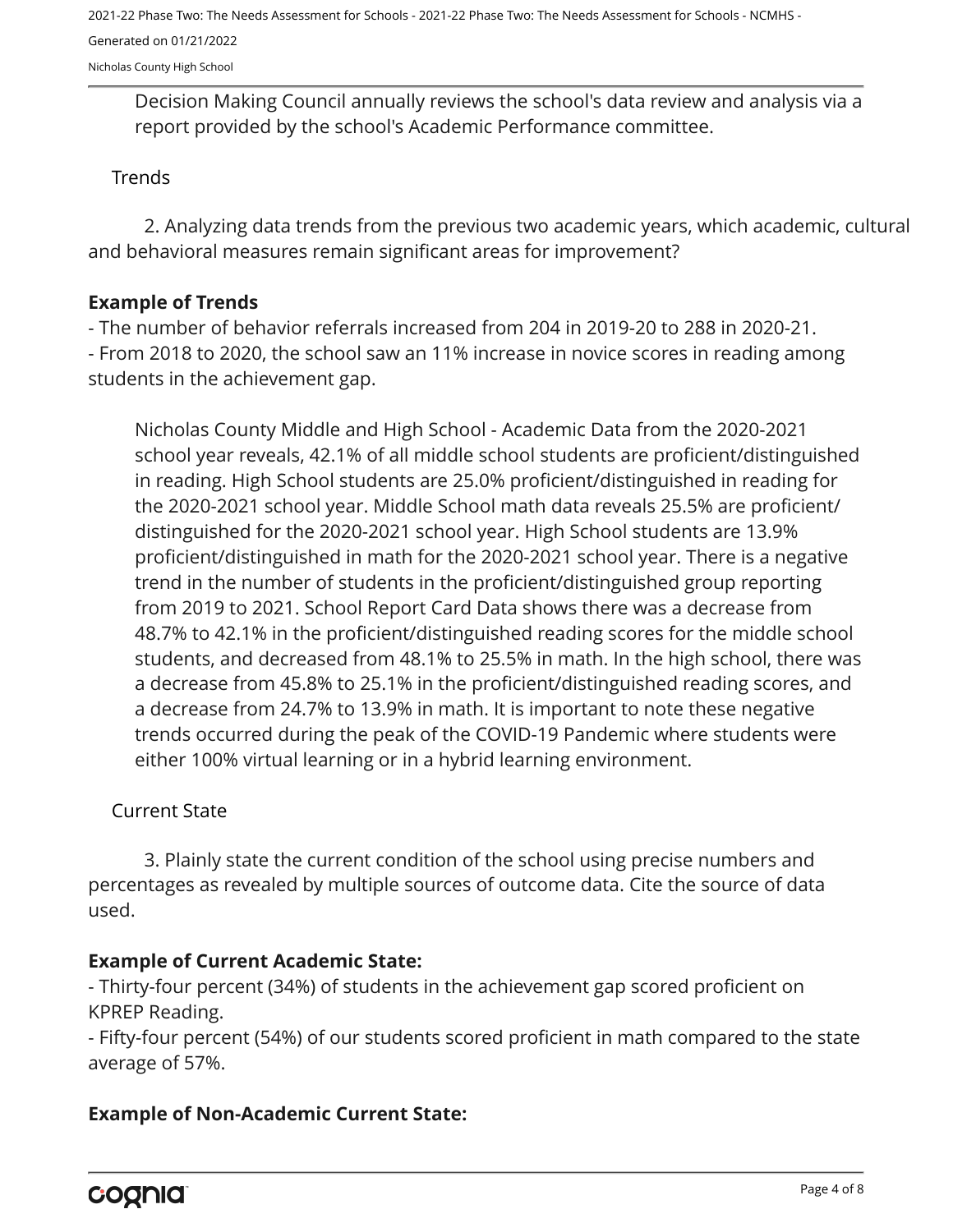Decision Making Council annually reviews the school's data review and analysis via a report provided by the school's Academic Performance committee.

Trends

2. Analyzing data trends from the previous two academic years, which academic, cultural and behavioral measures remain significant areas for improvement?

**Example of Trends**

- The number of behavior referrals increased from 204 in 2019-20 to 288 in 2020-21.
- From 2018 to 2020, the school saw an 11% increase in novice scores in reading among students in the achievement gap.

Nicholas County Middle and High School - Academic Data from the 2020-2021 school year reveals, 42.1% of all middle school students are proficient/distinguished in reading. High School students are 25.0% proficient/distinguished in reading for the 2020-2021 school year. Middle School math data reveals 25.5% are proficient/distinguished for the 2020-2021 school year. High School students are 13.9% proficient/distinguished in math for the 2020-2021 school year. There is a negative trend in the number of students in the proficient/distinguished group reporting from 2019 to 2021. School Report Card Data shows there was a decrease from 48.7% to 42.1% in the proficient/distinguished reading scores for the middle school students, and decreased from 48.1% to 25.5% in math. In the high school, there was a decrease from 45.8% to 25.1% in the proficient/distinguished reading scores, and a decrease from 24.7% to 13.9% in math. It is important to note these negative trends occurred during the peak of the COVID-19 Pandemic where students were either 100% virtual learning or in a hybrid learning environment.

Current State

3. Plainly state the current condition of the school using precise numbers and percentages as revealed by multiple sources of outcome data. Cite the source of data used.

**Example of Current Academic State:**

- Thirty-four percent (34%) of students in the achievement gap scored proficient on KPREP Reading.
- Fifty-four percent (54%) of our students scored proficient in math compared to the state average of 57%.

**Example of Non-Academic Current State:**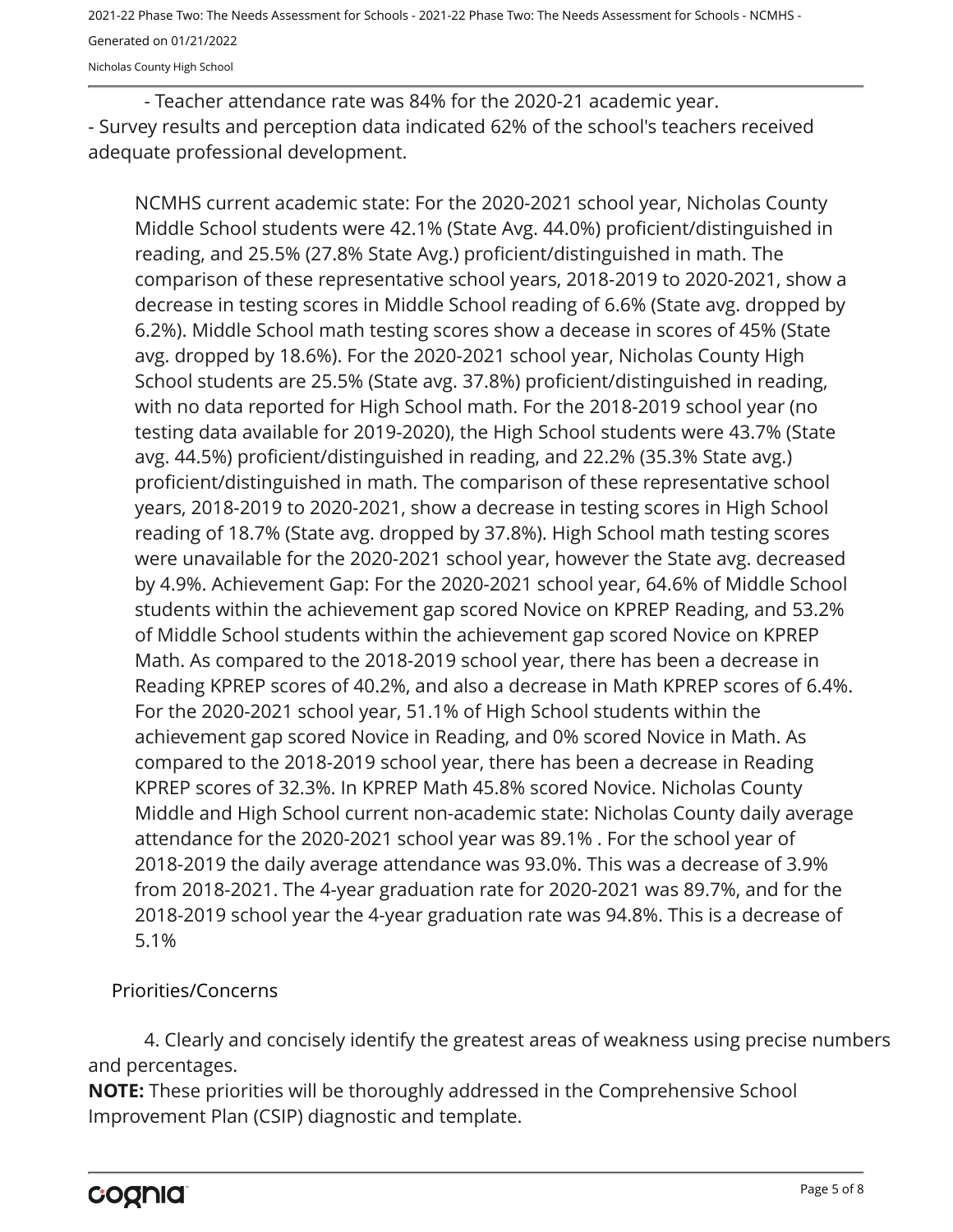- Teacher attendance rate was 84% for the 2020-21 academic year.
- Survey results and perception data indicated 62% of the school's teachers received adequate professional development.

NCMHS current academic state: For the 2020-2021 school year, Nicholas County Middle School students were 42.1% (State Avg. 44.0%) proficient/distinguished in reading, and 25.5% (27.8% State Avg.) proficient/distinguished in math. The comparison of these representative school years, 2018-2019 to 2020-2021, show a decrease in testing scores in Middle School reading of 6.6% (State avg. dropped by 6.2%). Middle School math testing scores show a decease in scores of 45% (State avg. dropped by 18.6%). For the 2020-2021 school year, Nicholas County High School students are 25.5% (State avg. 37.8%) proficient/distinguished in reading, with no data reported for High School math. For the 2018-2019 school year (no testing data available for 2019-2020), the High School students were 43.7% (State avg. 44.5%) proficient/distinguished in reading, and 22.2% (35.3% State avg.) proficient/distinguished in math. The comparison of these representative school years, 2018-2019 to 2020-2021, show a decrease in testing scores in High School reading of 18.7% (State avg. dropped by 37.8%). High School math testing scores were unavailable for the 2020-2021 school year, however the State avg. decreased by 4.9%. Achievement Gap: For the 2020-2021 school year, 64.6% of Middle School students within the achievement gap scored Novice on KPREP Reading, and 53.2% of Middle School students within the achievement gap scored Novice on KPREP Math. As compared to the 2018-2019 school year, there has been a decrease in Reading KPREP scores of 40.2%, and also a decrease in Math KPREP scores of 6.4%. For the 2020-2021 school year, 51.1% of High School students within the achievement gap scored Novice in Reading, and 0% scored Novice in Math. As compared to the 2018-2019 school year, there has been a decrease in Reading KPREP scores of 32.3%. In KPREP Math 45.8% scored Novice. Nicholas County Middle and High School current non-academic state: Nicholas County daily average attendance for the 2020-2021 school year was 89.1% . For the school year of 2018-2019 the daily average attendance was 93.0%. This was a decrease of 3.9% from 2018-2021. The 4-year graduation rate for 2020-2021 was 89.7%, and for the 2018-2019 school year the 4-year graduation rate was 94.8%. This is a decrease of 5.1%

## Priorities/Concerns

4. Clearly and concisely identify the greatest areas of weakness using precise numbers and percentages.

**NOTE:** These priorities will be thoroughly addressed in the Comprehensive School Improvement Plan (CSIP) diagnostic and template.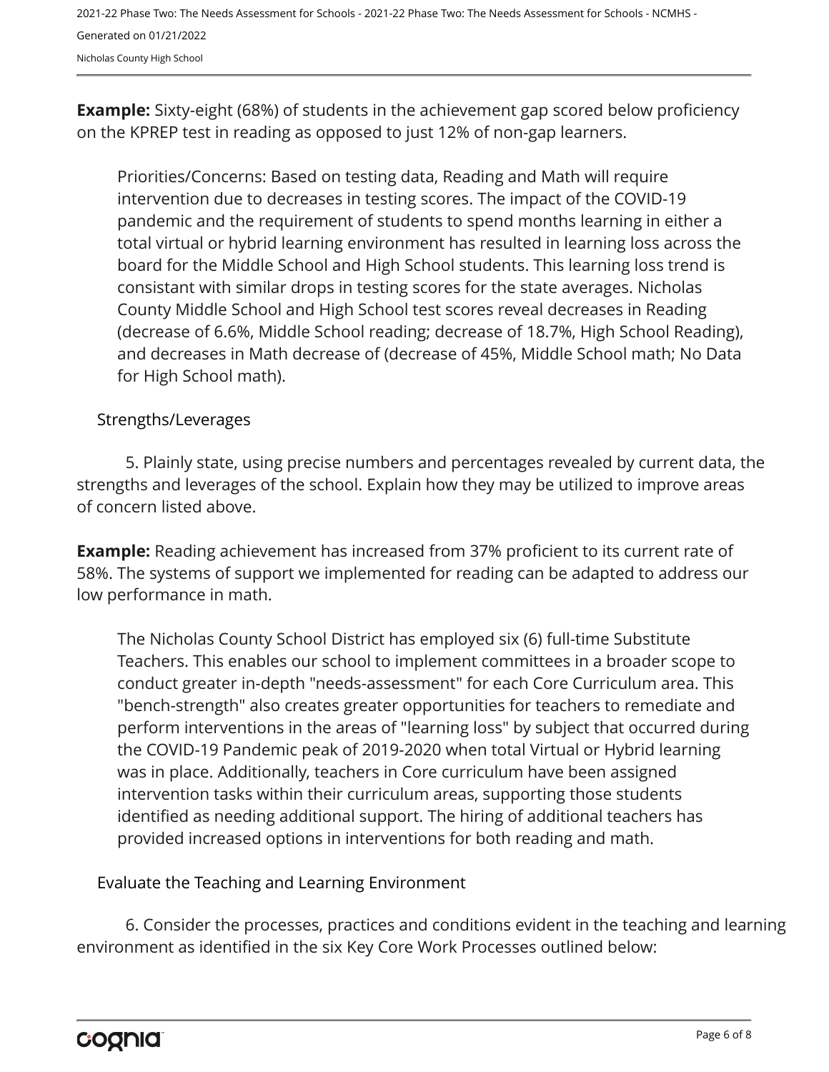**Example:** Sixty-eight (68%) of students in the achievement gap scored below proficiency on the KPREP test in reading as opposed to just 12% of non-gap learners.

Priorities/Concerns: Based on testing data, Reading and Math will require intervention due to decreases in testing scores. The impact of the COVID-19 pandemic and the requirement of students to spend months learning in either a total virtual or hybrid learning environment has resulted in learning loss across the board for the Middle School and High School students. This learning loss trend is consistant with similar drops in testing scores for the state averages. Nicholas County Middle School and High School test scores reveal decreases in Reading (decrease of 6.6%, Middle School reading; decrease of 18.7%, High School Reading), and decreases in Math decrease of (decrease of 45%, Middle School math; No Data for High School math).

## Strengths/Leverages

5. Plainly state, using precise numbers and percentages revealed by current data, the strengths and leverages of the school. Explain how they may be utilized to improve areas of concern listed above.

**Example:** Reading achievement has increased from 37% proficient to its current rate of 58%. The systems of support we implemented for reading can be adapted to address our low performance in math.

The Nicholas County School District has employed six (6) full-time Substitute Teachers. This enables our school to implement committees in a broader scope to conduct greater in-depth "needs-assessment" for each Core Curriculum area. This "bench-strength" also creates greater opportunities for teachers to remediate and perform interventions in the areas of "learning loss" by subject that occurred during the COVID-19 Pandemic peak of 2019-2020 when total Virtual or Hybrid learning was in place. Additionally, teachers in Core curriculum have been assigned intervention tasks within their curriculum areas, supporting those students identified as needing additional support. The hiring of additional teachers has provided increased options in interventions for both reading and math.

## Evaluate the Teaching and Learning Environment

6. Consider the processes, practices and conditions evident in the teaching and learning environment as identified in the six Key Core Work Processes outlined below: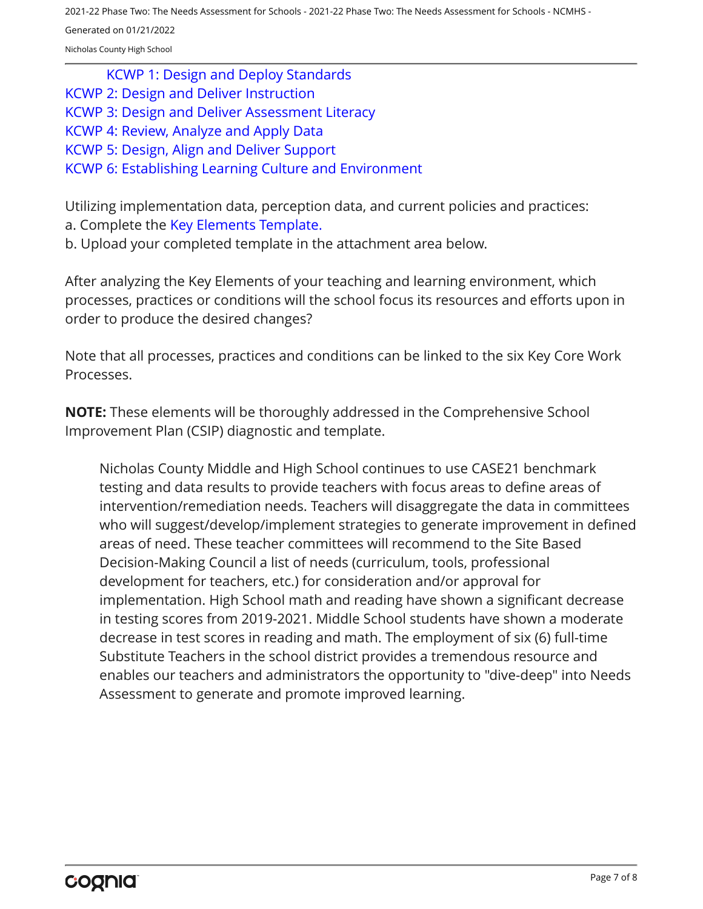- KCWP 1: Design and Deploy Standards
- KCWP 2: Design and Deliver Instruction
- KCWP 3: Design and Deliver Assessment Literacy
- KCWP 4: Review, Analyze and Apply Data
- KCWP 5: Design, Align and Deliver Support
- KCWP 6: Establishing Learning Culture and Environment

Utilizing implementation data, perception data, and current policies and practices:
a. Complete the Key Elements Template.
b. Upload your completed template in the attachment area below.

After analyzing the Key Elements of your teaching and learning environment, which processes, practices or conditions will the school focus its resources and efforts upon in order to produce the desired changes?

Note that all processes, practices and conditions can be linked to the six Key Core Work Processes.

**NOTE:** These elements will be thoroughly addressed in the Comprehensive School Improvement Plan (CSIP) diagnostic and template.

> Nicholas County Middle and High School continues to use CASE21 benchmark testing and data results to provide teachers with focus areas to define areas of intervention/remediation needs. Teachers will disaggregate the data in committees who will suggest/develop/implement strategies to generate improvement in defined areas of need. These teacher committees will recommend to the Site Based Decision-Making Council a list of needs (curriculum, tools, professional development for teachers, etc.) for consideration and/or approval for implementation. High School math and reading have shown a significant decrease in testing scores from 2019-2021. Middle School students have shown a moderate decrease in test scores in reading and math. The employment of six (6) full-time Substitute Teachers in the school district provides a tremendous resource and enables our teachers and administrators the opportunity to "dive-deep" into Needs Assessment to generate and promote improved learning.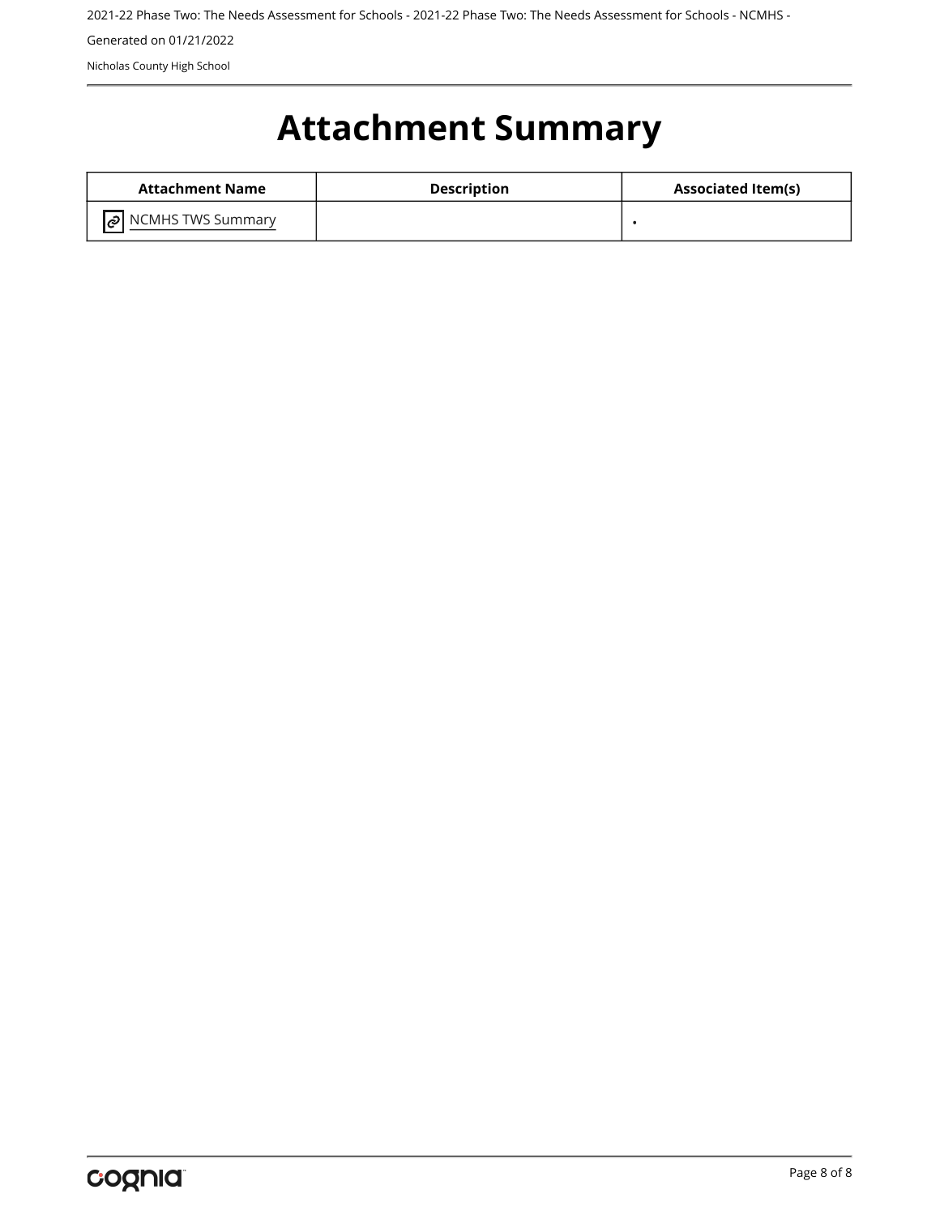# Attachment Summary

| Attachment Name | Description | Associated Item(s) |
| --- | --- | --- |
| NCMHS TWS Summary | | • |